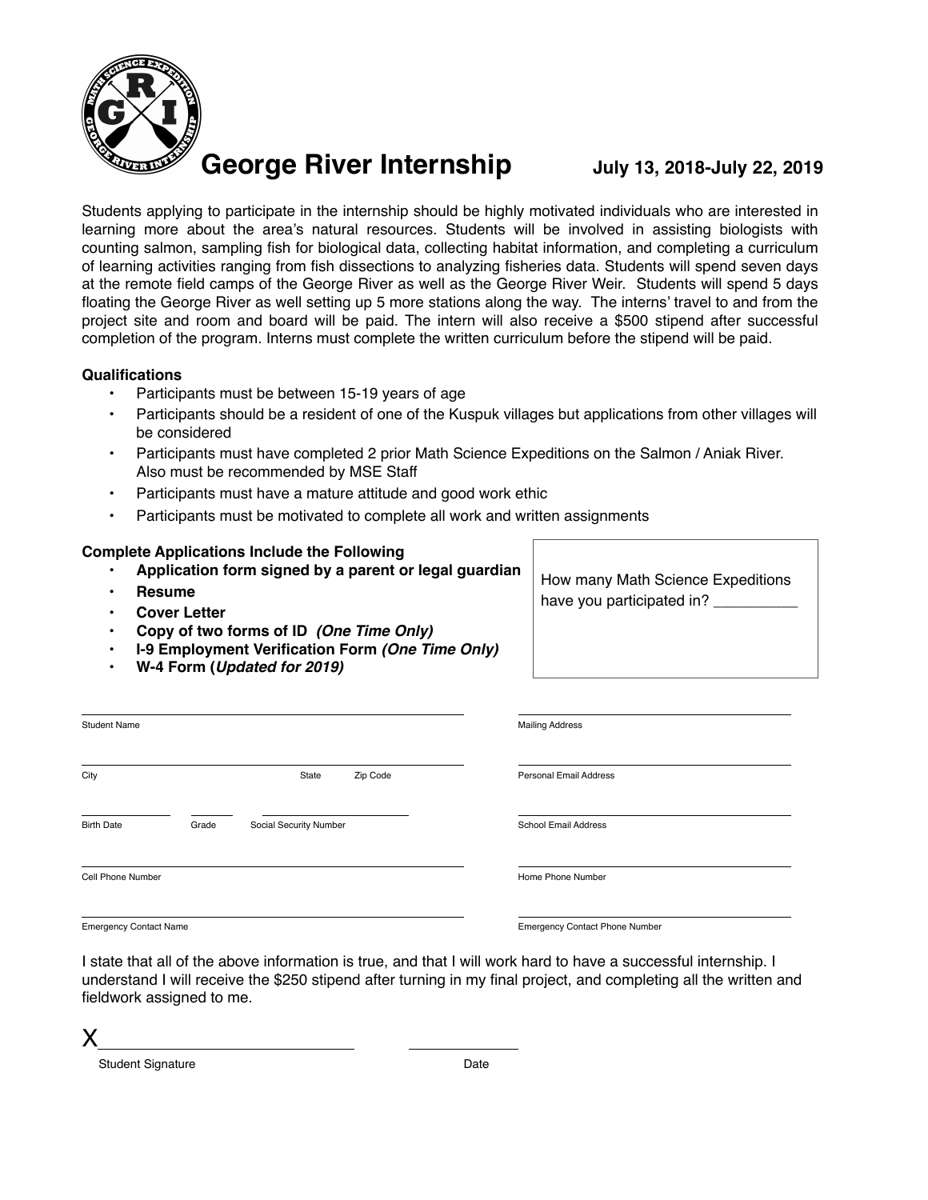# George River Internship

**July 13, 2018-July 22, 2019**

Students applying to participate in the internship should be highly motivated individuals who are interested in learning more about the area's natural resources. Students will be involved in assisting biologists with counting salmon, sampling fish for biological data, collecting habitat information, and completing a curriculum of learning activities ranging from fish dissections to analyzing fisheries data. Students will spend seven days at the remote field camps of the George River as well as the George River Weir. Students will spend 5 days floating the George River as well setting up 5 more stations along the way. The interns' travel to and from the project site and room and board will be paid. The intern will also receive a $500 stipend after successful completion of the program. Interns must complete the written curriculum before the stipend will be paid.

**Qualifications**

- Participants must be between 15-19 years of age
- Participants should be a resident of one of the Kuspuk villages but applications from other villages will be considered
- Participants must have completed 2 prior Math Science Expeditions on the Salmon / Aniak River. Also must be recommended by MSE Staff
- Participants must have a mature attitude and good work ethic
- Participants must be motivated to complete all work and written assignments

**Complete Applications Include the Following**

- **Application form signed by a parent or legal guardian**
- **Resume**
- **Cover Letter**
- **Copy of two forms of ID *(One Time Only)***
- **I-9 Employment Verification Form *(One Time Only)***
- **W-4 Form (*Updated for 2019*)**

How many Math Science Expeditions have you participated in? __________

______________________________ Student Name

______________________________ Mailing Address

______________________________ City State Zip Code

______________________________ Personal Email Address

__________ Birth Date ______ Grade ______________ Social Security Number

______________________________ School Email Address

______________________________ Cell Phone Number

______________________________ Home Phone Number

______________________________ Emergency Contact Name

______________________________ Emergency Contact Phone Number

I state that all of the above information is true, and that I will work hard to have a successful internship. I understand I will receive the $250 stipend after turning in my final project, and completing all the written and fieldwork assigned to me.

X______________________________ Student Signature

______________ Date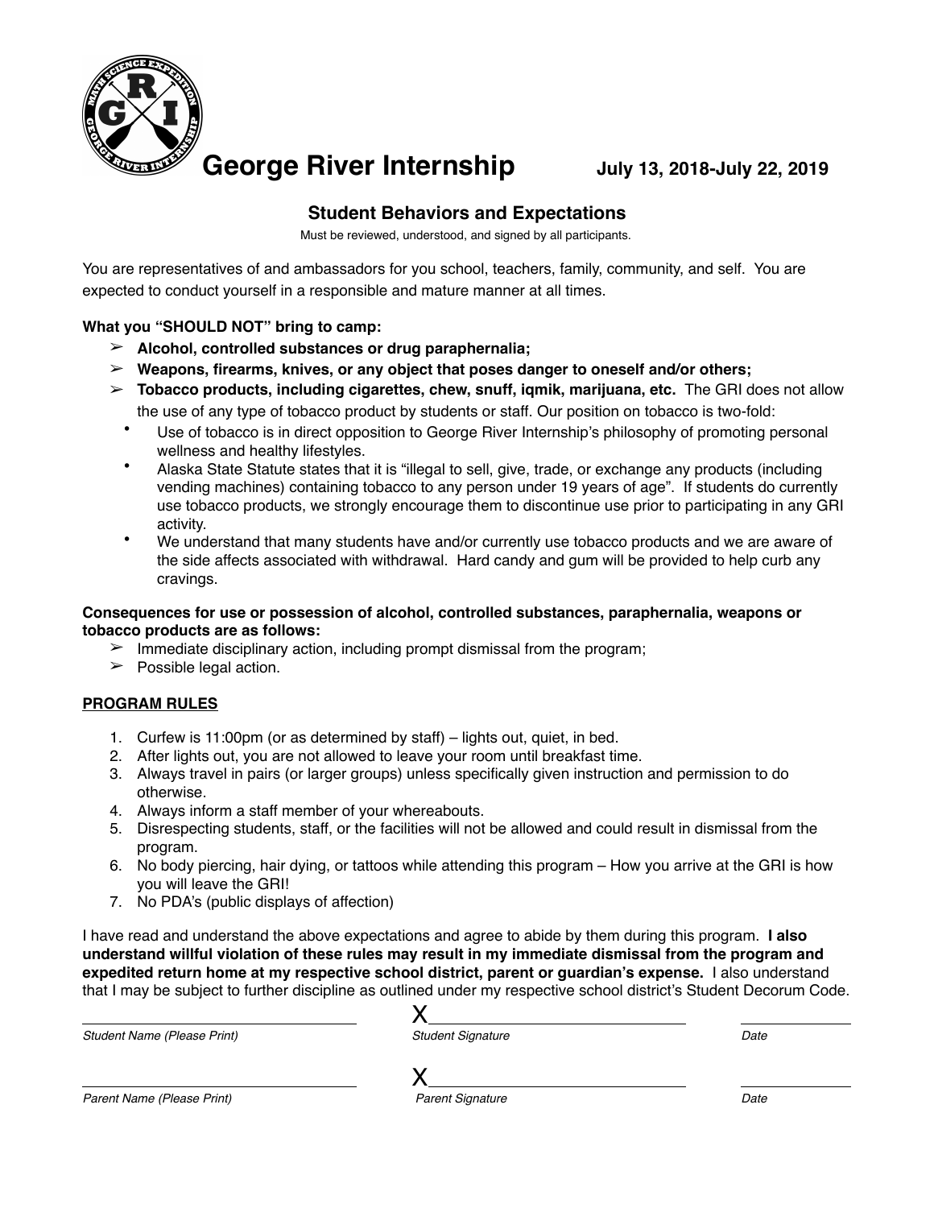# George River Internship

**July 13, 2018-July 22, 2019**

## Student Behaviors and Expectations

Must be reviewed, understood, and signed by all participants.

You are representatives of and ambassadors for you school, teachers, family, community, and self. You are expected to conduct yourself in a responsible and mature manner at all times.

**What you "SHOULD NOT" bring to camp:**

- **Alcohol, controlled substances or drug paraphernalia;**
- **Weapons, firearms, knives, or any object that poses danger to oneself and/or others;**
- **Tobacco products, including cigarettes, chew, snuff, iqmik, marijuana, etc.** The GRI does not allow the use of any type of tobacco product by students or staff. Our position on tobacco is two-fold:
  - Use of tobacco is in direct opposition to George River Internship's philosophy of promoting personal wellness and healthy lifestyles.
  - Alaska State Statute states that it is "illegal to sell, give, trade, or exchange any products (including vending machines) containing tobacco to any person under 19 years of age". If students do currently use tobacco products, we strongly encourage them to discontinue use prior to participating in any GRI activity.
  - We understand that many students have and/or currently use tobacco products and we are aware of the side affects associated with withdrawal. Hard candy and gum will be provided to help curb any cravings.

**Consequences for use or possession of alcohol, controlled substances, paraphernalia, weapons or tobacco products are as follows:**

- Immediate disciplinary action, including prompt dismissal from the program;
- Possible legal action.

**PROGRAM RULES**

1. Curfew is 11:00pm (or as determined by staff) – lights out, quiet, in bed.
2. After lights out, you are not allowed to leave your room until breakfast time.
3. Always travel in pairs (or larger groups) unless specifically given instruction and permission to do otherwise.
4. Always inform a staff member of your whereabouts.
5. Disrespecting students, staff, or the facilities will not be allowed and could result in dismissal from the program.
6. No body piercing, hair dying, or tattoos while attending this program – How you arrive at the GRI is how you will leave the GRI!
7. No PDA's (public displays of affection)

I have read and understand the above expectations and agree to abide by them during this program. **I also understand willful violation of these rules may result in my immediate dismissal from the program and expedited return home at my respective school district, parent or guardian's expense.** I also understand that I may be subject to further discipline as outlined under my respective school district's Student Decorum Code.

\_\_\_\_\_\_\_\_\_\_\_\_\_\_\_\_\_\_\_\_\_\_\_\_ X\_\_\_\_\_\_\_\_\_\_\_\_\_\_\_\_\_\_\_\_\_\_\_\_ \_\_\_\_\_\_\_\_\_\_

*Student Name (Please Print)* *Student Signature* *Date*

\_\_\_\_\_\_\_\_\_\_\_\_\_\_\_\_\_\_\_\_\_\_\_\_ X\_\_\_\_\_\_\_\_\_\_\_\_\_\_\_\_\_\_\_\_\_\_\_\_ \_\_\_\_\_\_\_\_\_\_

*Parent Name (Please Print)* *Parent Signature* *Date*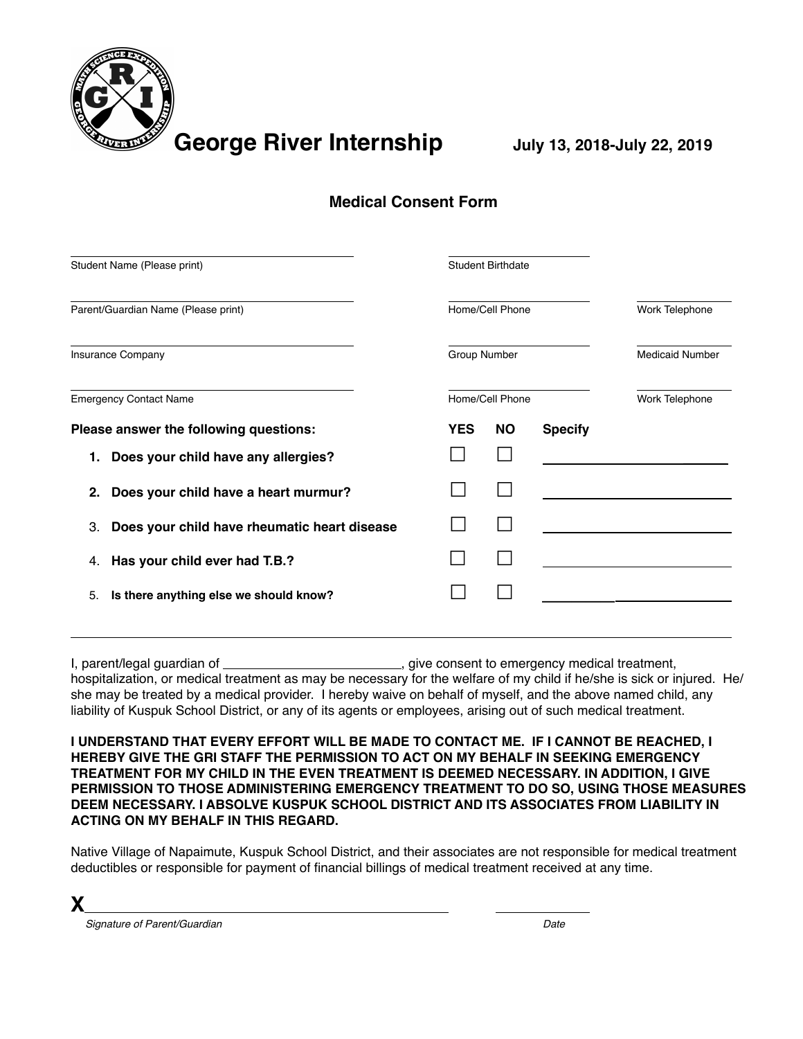# George River Internship

**July 13, 2018-July 22, 2019**

## Medical Consent Form

| | | |
|---|---|---|
| Student Name (Please print) | Student Birthdate | |
| Parent/Guardian Name (Please print) | Home/Cell Phone | Work Telephone |
| Insurance Company | Group Number | Medicaid Number |
| Emergency Contact Name | Home/Cell Phone | Work Telephone |

| **Please answer the following questions:** | **YES** | **NO** | **Specify** |
|---|---|---|---|
| 1. **Does your child have any allergies?** | ☐ | ☐ | |
| 2. **Does your child have a heart murmur?** | ☐ | ☐ | |
| 3. **Does your child have rheumatic heart disease** | ☐ | ☐ | |
| 4. **Has your child ever had T.B.?** | ☐ | ☐ | |
| 5. **Is there anything else we should know?** | ☐ | ☐ | |

---

I, parent/legal guardian of ________________________, give consent to emergency medical treatment, hospitalization, or medical treatment as may be necessary for the welfare of my child if he/she is sick or injured. He/she may be treated by a medical provider. I hereby waive on behalf of myself, and the above named child, any liability of Kuspuk School District, or any of its agents or employees, arising out of such medical treatment.

**I UNDERSTAND THAT EVERY EFFORT WILL BE MADE TO CONTACT ME. IF I CANNOT BE REACHED, I HEREBY GIVE THE GRI STAFF THE PERMISSION TO ACT ON MY BEHALF IN SEEKING EMERGENCY TREATMENT FOR MY CHILD IN THE EVEN TREATMENT IS DEEMED NECESSARY. IN ADDITION, I GIVE PERMISSION TO THOSE ADMINISTERING EMERGENCY TREATMENT TO DO SO, USING THOSE MEASURES DEEM NECESSARY. I ABSOLVE KUSPUK SCHOOL DISTRICT AND ITS ASSOCIATES FROM LIABILITY IN ACTING ON MY BEHALF IN THIS REGARD.**

Native Village of Napaimute, Kuspuk School District, and their associates are not responsible for medical treatment deductibles or responsible for payment of financial billings of medical treatment received at any time.

**X**______________________________________________ ______________

*Signature of Parent/Guardian* *Date*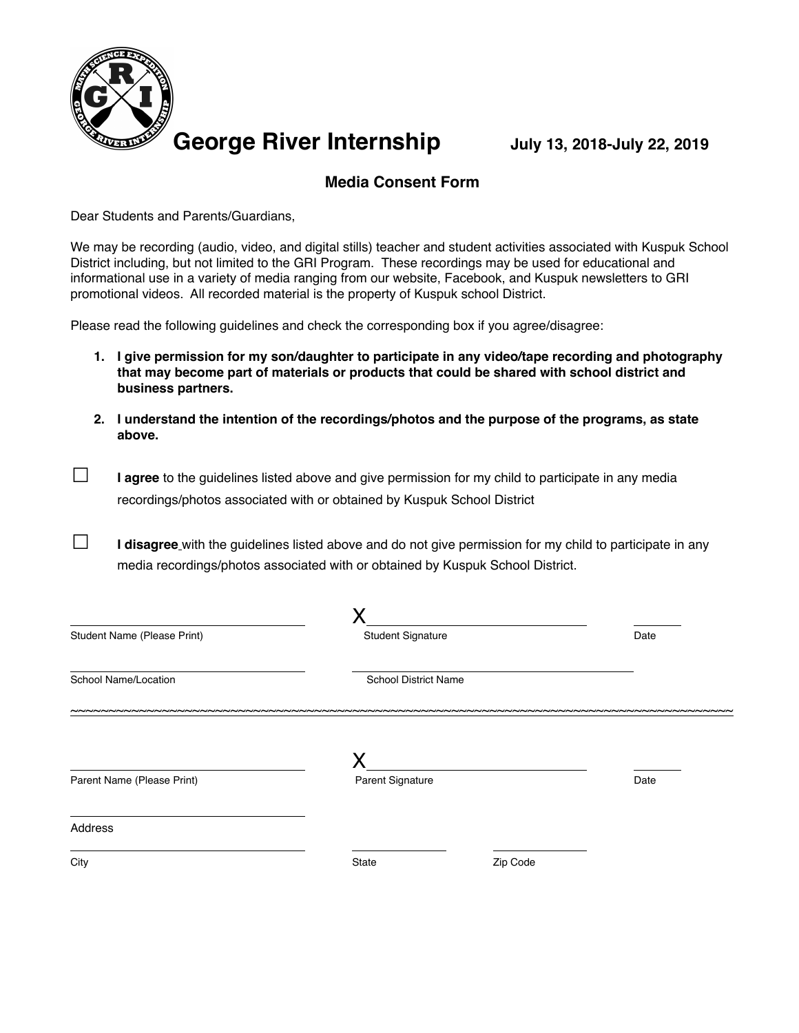# George River Internship

**July 13, 2018-July 22, 2019**

## Media Consent Form

Dear Students and Parents/Guardians,

We may be recording (audio, video, and digital stills) teacher and student activities associated with Kuspuk School District including, but not limited to the GRI Program. These recordings may be used for educational and informational use in a variety of media ranging from our website, Facebook, and Kuspuk newsletters to GRI promotional videos. All recorded material is the property of Kuspuk school District.

Please read the following guidelines and check the corresponding box if you agree/disagree:

1. **I give permission for my son/daughter to participate in any video/tape recording and photography that may become part of materials or products that could be shared with school district and business partners.**
2. **I understand the intention of the recordings/photos and the purpose of the programs, as state above.**

☐ **I agree** to the guidelines listed above and give permission for my child to participate in any media recordings/photos associated with or obtained by Kuspuk School District

☐ **I disagree** with the guidelines listed above and do not give permission for my child to participate in any media recordings/photos associated with or obtained by Kuspuk School District.

\_\_\_\_\_\_\_\_\_\_\_\_\_\_\_\_\_\_\_\_\_\_\_\_ X\_\_\_\_\_\_\_\_\_\_\_\_\_\_\_\_\_\_\_\_\_\_\_\_ \_\_\_\_\_\_\_\_

Student Name (Please Print) Student Signature Date

\_\_\_\_\_\_\_\_\_\_\_\_\_\_\_\_\_\_\_\_\_\_\_\_ \_\_\_\_\_\_\_\_\_\_\_\_\_\_\_\_\_\_\_\_\_\_\_\_

School Name/Location School District Name

~~~~~~~~~~~~~~~~~~~~~~~~~~~~~~~~~~~~~~~~~~~~~~~~~~~~~~~~~~~~~~~~~~~~~~~~~~~~

\_\_\_\_\_\_\_\_\_\_\_\_\_\_\_\_\_\_\_\_\_\_\_\_ X\_\_\_\_\_\_\_\_\_\_\_\_\_\_\_\_\_\_\_\_\_\_\_\_ \_\_\_\_\_\_\_\_

Parent Name (Please Print) Parent Signature Date

\_\_\_\_\_\_\_\_\_\_\_\_\_\_\_\_\_\_\_\_\_\_\_\_

Address

\_\_\_\_\_\_\_\_\_\_\_\_\_\_\_\_\_\_\_\_\_\_\_\_ \_\_\_\_\_\_\_\_\_\_ \_\_\_\_\_\_\_\_\_\_

City State Zip Code